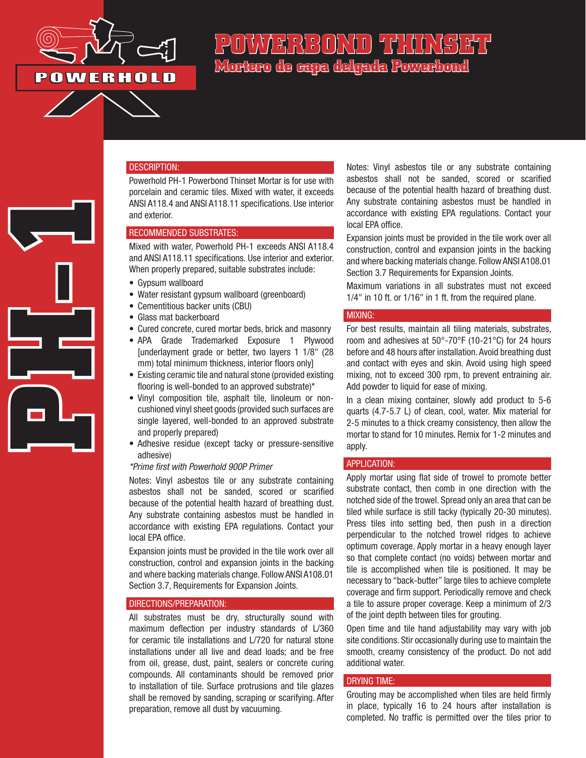# POWERBOND THINSET

## Mortero de capa delgada Powerbond

POWERHOLD

PH-1

### DESCRIPTION:

Powerhold PH-1 Powerbond Thinset Mortar is for use with porcelain and ceramic tiles. Mixed with water, it exceeds ANSI A118.4 and ANSI A118.11 specifications. Use interior and exterior.

### RECOMMENDED SUBSTRATES:

Mixed with water, Powerhold PH-1 exceeds ANSI A118.4 and ANSI A118.11 specifications. Use interior and exterior. When properly prepared, suitable substrates include:

- Gypsum wallboard
- Water resistant gypsum wallboard (greenboard)
- Cementitious backer units (CBU)
- Glass mat backerboard
- Cured concrete, cured mortar beds, brick and masonry
- APA Grade Trademarked Exposure 1 Plywood [underlayment grade or better, two layers 1 1/8" (28 mm) total minimum thickness, interior floors only]
- Existing ceramic tile and natural stone (provided existing flooring is well-bonded to an approved substrate)*
- Vinyl composition tile, asphalt tile, linoleum or non-cushioned vinyl sheet goods (provided such surfaces are single layered, well-bonded to an approved substrate and properly prepared)
- Adhesive residue (except tacky or pressure-sensitive adhesive)

*\*Prime first with Powerhold 900P Primer*

Notes: Vinyl asbestos tile or any substrate containing asbestos shall not be sanded, scored or scarified because of the potential health hazard of breathing dust. Any substrate containing asbestos must be handled in accordance with existing EPA regulations. Contact your local EPA office.

Expansion joints must be provided in the tile work over all construction, control and expansion joints in the backing and where backing materials change. Follow ANSI A108.01 Section 3.7, Requirements for Expansion Joints.

### DIRECTIONS/PREPARATION:

All substrates must be dry, structurally sound with maximum deflection per industry standards of L/360 for ceramic tile installations and L/720 for natural stone installations under all live and dead loads; and be free from oil, grease, dust, paint, sealers or concrete curing compounds. All contaminants should be removed prior to installation of tile. Surface protrusions and tile glazes shall be removed by sanding, scraping or scarifying. After preparation, remove all dust by vacuuming.

Notes: Vinyl asbestos tile or any substrate containing asbestos shall not be sanded, scored or scarified because of the potential health hazard of breathing dust. Any substrate containing asbestos must be handled in accordance with existing EPA regulations. Contact your local EPA office.

Expansion joints must be provided in the tile work over all construction, control and expansion joints in the backing and where backing materials change. Follow ANSI A108.01 Section 3.7 Requirements for Expansion Joints.

Maximum variations in all substrates must not exceed 1/4" in 10 ft. or 1/16" in 1 ft. from the required plane.

### MIXING:

For best results, maintain all tiling materials, substrates, room and adhesives at 50°-70°F (10-21°C) for 24 hours before and 48 hours after installation. Avoid breathing dust and contact with eyes and skin. Avoid using high speed mixing, not to exceed 300 rpm, to prevent entraining air. Add powder to liquid for ease of mixing.

In a clean mixing container, slowly add product to 5-6 quarts (4.7-5.7 L) of clean, cool, water. Mix material for 2-5 minutes to a thick creamy consistency, then allow the mortar to stand for 10 minutes. Remix for 1-2 minutes and apply.

### APPLICATION:

Apply mortar using flat side of trowel to promote better substrate contact, then comb in one direction with the notched side of the trowel. Spread only an area that can be tiled while surface is still tacky (typically 20-30 minutes). Press tiles into setting bed, then push in a direction perpendicular to the notched trowel ridges to achieve optimum coverage. Apply mortar in a heavy enough layer so that complete contact (no voids) between mortar and tile is accomplished when tile is positioned. It may be necessary to "back-butter" large tiles to achieve complete coverage and firm support. Periodically remove and check a tile to assure proper coverage. Keep a minimum of 2/3 of the joint depth between tiles for grouting.

Open time and tile hand adjustability may vary with job site conditions. Stir occasionally during use to maintain the smooth, creamy consistency of the product. Do not add additional water.

### DRYING TIME:

Grouting may be accomplished when tiles are held firmly in place, typically 16 to 24 hours after installation is completed. No traffic is permitted over the tiles prior to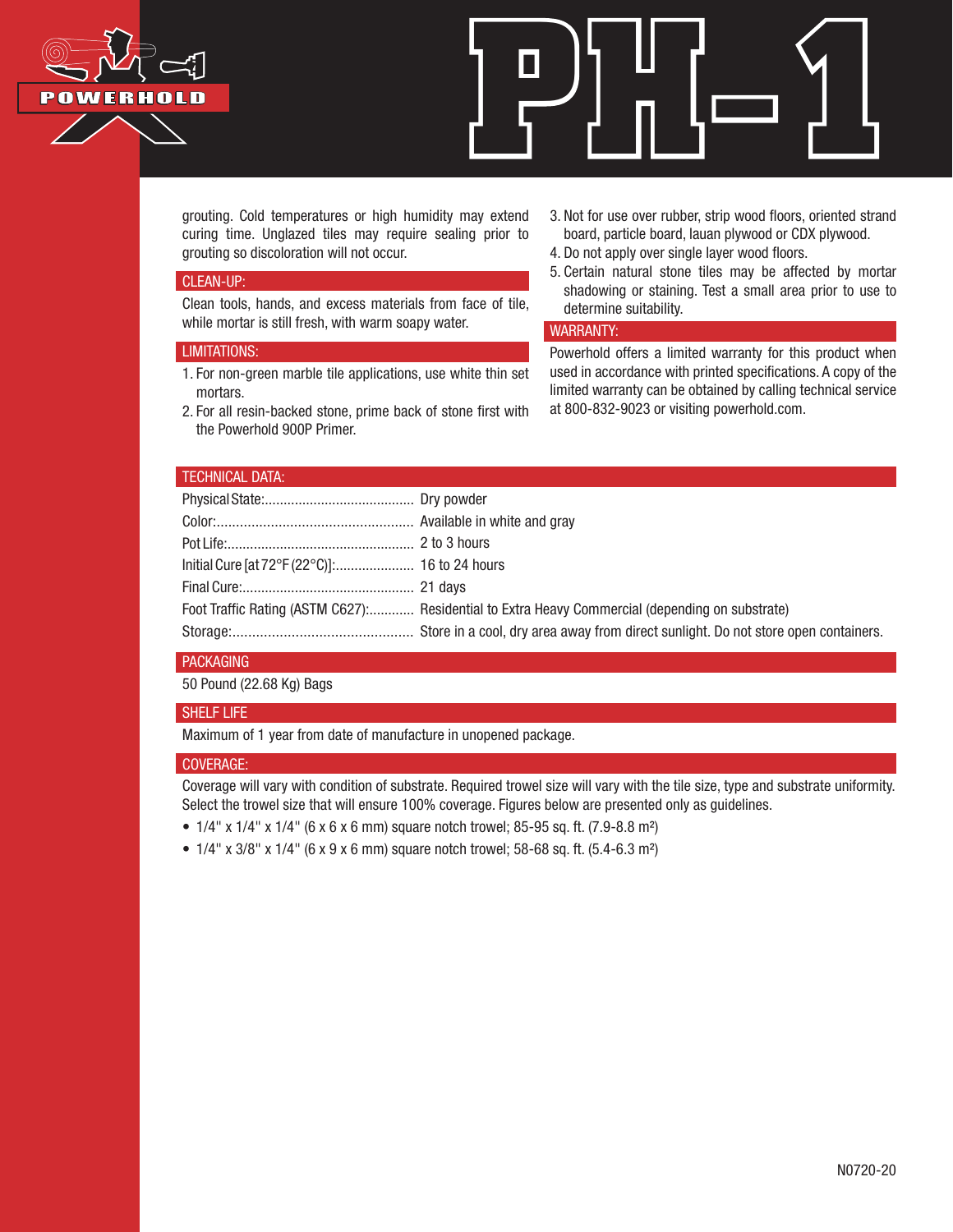grouting. Cold temperatures or high humidity may extend curing time. Unglazed tiles may require sealing prior to grouting so discoloration will not occur.

## CLEAN-UP:

Clean tools, hands, and excess materials from face of tile, while mortar is still fresh, with warm soapy water.

## LIMITATIONS:

1. For non-green marble tile applications, use white thin set mortars.
2. For all resin-backed stone, prime back of stone first with the Powerhold 900P Primer.
3. Not for use over rubber, strip wood floors, oriented strand board, particle board, lauan plywood or CDX plywood.
4. Do not apply over single layer wood floors.
5. Certain natural stone tiles may be affected by mortar shadowing or staining. Test a small area prior to use to determine suitability.

## WARRANTY:

Powerhold offers a limited warranty for this product when used in accordance with printed specifications. A copy of the limited warranty can be obtained by calling technical service at 800-832-9023 or visiting powerhold.com.

## TECHNICAL DATA:

| | |
|---|---|
| Physical State: | Dry powder |
| Color: | Available in white and gray |
| Pot Life: | 2 to 3 hours |
| Initial Cure [at 72°F (22°C)]: | 16 to 24 hours |
| Final Cure: | 21 days |
| Foot Traffic Rating (ASTM C627): | Residential to Extra Heavy Commercial (depending on substrate) |
| Storage: | Store in a cool, dry area away from direct sunlight. Do not store open containers. |

## PACKAGING

50 Pound (22.68 Kg) Bags

## SHELF LIFE

Maximum of 1 year from date of manufacture in unopened package.

## COVERAGE:

Coverage will vary with condition of substrate. Required trowel size will vary with the tile size, type and substrate uniformity. Select the trowel size that will ensure 100% coverage. Figures below are presented only as guidelines.

- 1/4" x 1/4" x 1/4" (6 x 6 x 6 mm) square notch trowel; 85-95 sq. ft. (7.9-8.8 m²)
- 1/4" x 3/8" x 1/4" (6 x 9 x 6 mm) square notch trowel; 58-68 sq. ft. (5.4-6.3 m²)

N0720-20